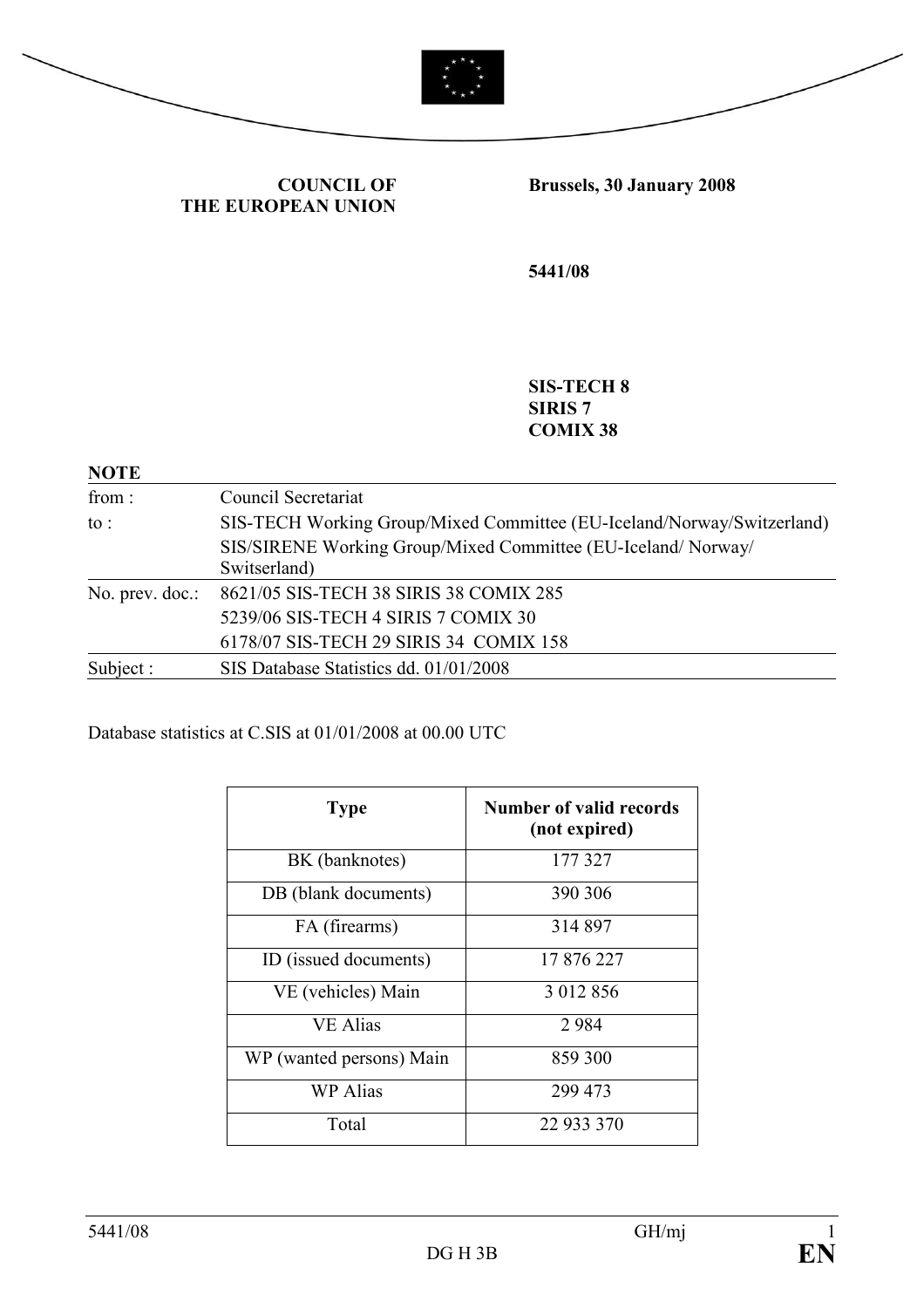**COUNCIL OF THE EUROPEAN UNION**

**Brussels, 30 January 2008**

**5441/08**

**SIS-TECH 8**
**SIRIS 7**
**COMIX 38**

**NOTE**

| | |
|---|---|
| from : | Council Secretariat |
| to : | SIS-TECH Working Group/Mixed Committee (EU-Iceland/Norway/Switzerland)<br>SIS/SIRENE Working Group/Mixed Committee (EU-Iceland/ Norway/ Switzerland) |
| No. prev. doc.: | 8621/05 SIS-TECH 38 SIRIS 38 COMIX 285<br>5239/06 SIS-TECH 4 SIRIS 7 COMIX 30<br>6178/07 SIS-TECH 29 SIRIS 34 COMIX 158 |
| Subject : | SIS Database Statistics dd. 01/01/2008 |

Database statistics at C.SIS at 01/01/2008 at 00.00 UTC

| Type | Number of valid records (not expired) |
|---|---|
| BK (banknotes) | 177 327 |
| DB (blank documents) | 390 306 |
| FA (firearms) | 314 897 |
| ID (issued documents) | 17 876 227 |
| VE (vehicles) Main | 3 012 856 |
| VE Alias | 2 984 |
| WP (wanted persons) Main | 859 300 |
| WP Alias | 299 473 |
| Total | 22 933 370 |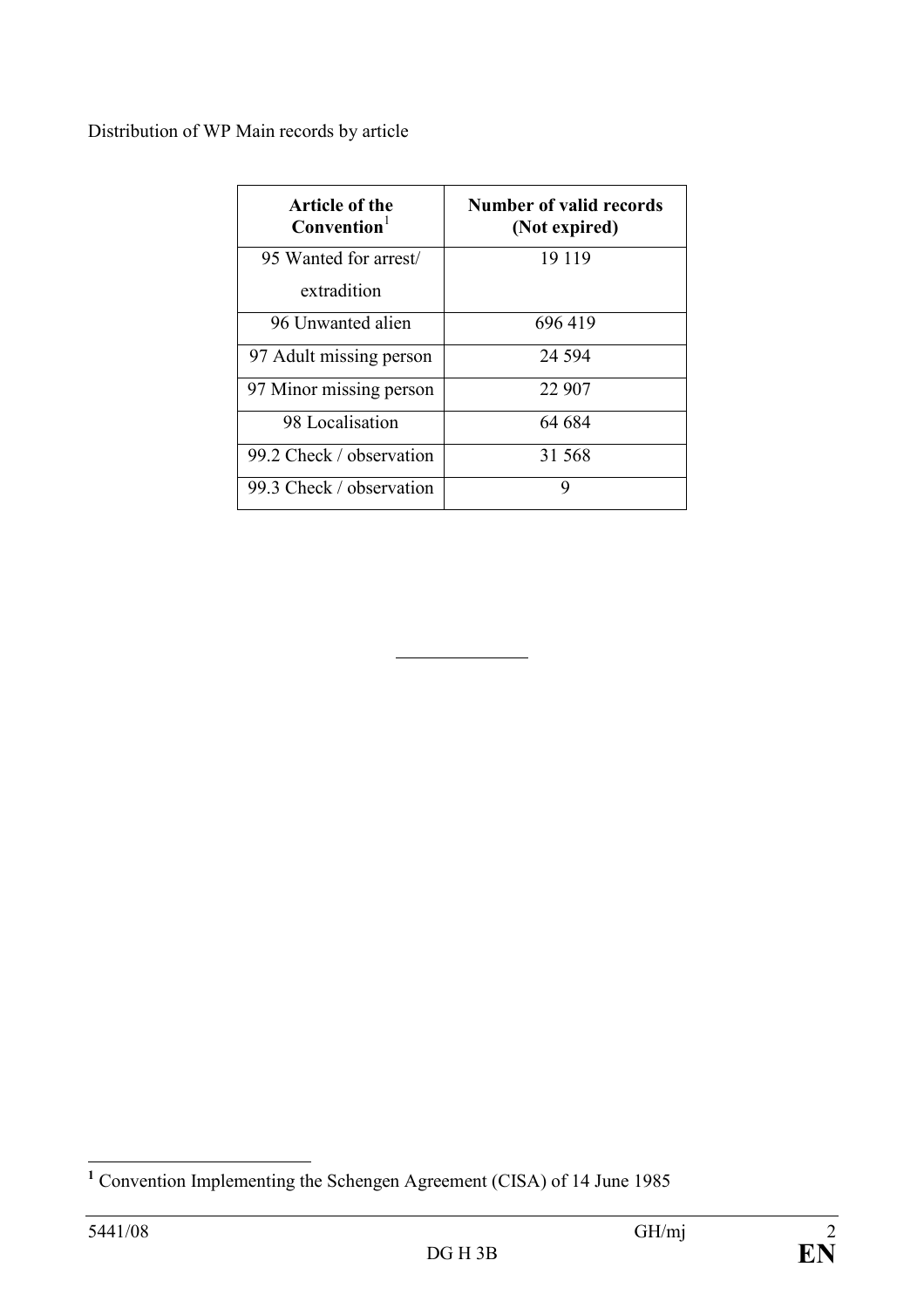Distribution of WP Main records by article

| **Article of the Convention**[1] | **Number of valid records (Not expired)** |
|---|---|
| 95 Wanted for arrest/ extradition | 19 119 |
| 96 Unwanted alien | 696 419 |
| 97 Adult missing person | 24 594 |
| 97 Minor missing person | 22 907 |
| 98 Localisation | 64 684 |
| 99.2 Check / observation | 31 568 |
| 99.3 Check / observation | 9 |

---

[1] Convention Implementing the Schengen Agreement (CISA) of 14 June 1985